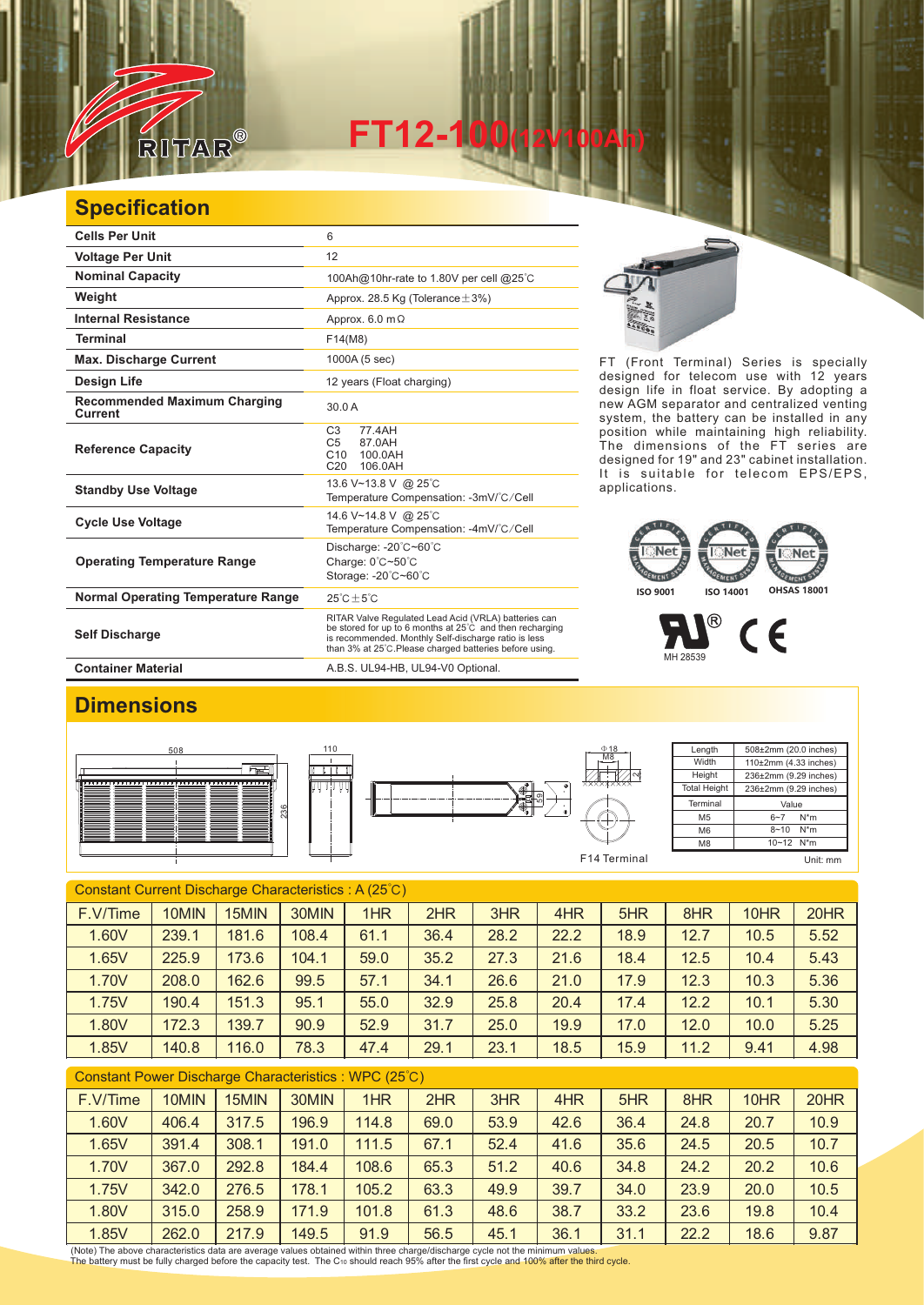# FT12-100(12V100Ah)

## Specification

| | |
|---|---|
| **Cells Per Unit** | 6 |
| **Voltage Per Unit** | 12 |
| **Nominal Capacity** | 100Ah@10hr-rate to 1.80V per cell @25℃ |
| **Weight** | Approx. 28.5 Kg (Tolerance±3%) |
| **Internal Resistance** | Approx. 6.0 mΩ |
| **Terminal** | F14(M8) |
| **Max. Discharge Current** | 1000A (5 sec) |
| **Design Life** | 12 years (Float charging) |
| **Recommended Maximum Charging Current** | 30.0 A |
| **Reference Capacity** | C3 77.4AH<br>C5 87.0AH<br>C10 100.0AH<br>C20 106.0AH |
| **Standby Use Voltage** | 13.6 V~13.8 V @ 25℃<br>Temperature Compensation: -3mV/℃/Cell |
| **Cycle Use Voltage** | 14.6 V~14.8 V @ 25℃<br>Temperature Compensation: -4mV/℃/Cell |
| **Operating Temperature Range** | Discharge: -20℃~60℃<br>Charge: 0℃~50℃<br>Storage: -20℃~60℃ |
| **Normal Operating Temperature Range** | 25℃±5℃ |
| **Self Discharge** | RITAR Valve Regulated Lead Acid (VRLA) batteries can be stored for up to 6 months at 25℃ and then recharging is recommended. Monthly Self-discharge ratio is less than 3% at 25℃.Please charged batteries before using. |
| **Container Material** | A.B.S. UL94-HB, UL94-V0 Optional. |

FT (Front Terminal) Series is specially designed for telecom use with 12 years design life in float service. By adopting a new AGM separator and centralized venting system, the battery can be installed in any position while maintaining high reliability. The dimensions of the FT series are designed for 19" and 23" cabinet installation. It is suitable for telecom EPS/EPS, applications.

ISO 9001 ISO 14001 OHSAS 18001

MH 28539

## Dimensions

F14 Terminal

| Length | 508±2mm (20.0 inches) |
|---|---|
| Width | 110±2mm (4.33 inches) |
| Height | 236±2mm (9.29 inches) |
| Total Height | 236±2mm (9.29 inches) |

| Terminal | Value |
|---|---|
| M5 | 6~7 N*m |
| M6 | 8~10 N*m |
| M8 | 10~12 N*m |

Unit: mm

**Constant Current Discharge Characteristics : A (25℃)**

| F.V/Time | 10MIN | 15MIN | 30MIN | 1HR | 2HR | 3HR | 4HR | 5HR | 8HR | 10HR | 20HR |
|---|---|---|---|---|---|---|---|---|---|---|---|
| 1.60V | 239.1 | 181.6 | 108.4 | 61.1 | 36.4 | 28.2 | 22.2 | 18.9 | 12.7 | 10.5 | 5.52 |
| 1.65V | 225.9 | 173.6 | 104.1 | 59.0 | 35.2 | 27.3 | 21.6 | 18.4 | 12.5 | 10.4 | 5.43 |
| 1.70V | 208.0 | 162.6 | 99.5 | 57.1 | 34.1 | 26.6 | 21.0 | 17.9 | 12.3 | 10.3 | 5.36 |
| 1.75V | 190.4 | 151.3 | 95.1 | 55.0 | 32.9 | 25.8 | 20.4 | 17.4 | 12.2 | 10.1 | 5.30 |
| 1.80V | 172.3 | 139.7 | 90.9 | 52.9 | 31.7 | 25.0 | 19.9 | 17.0 | 12.0 | 10.0 | 5.25 |
| 1.85V | 140.8 | 116.0 | 78.3 | 47.4 | 29.1 | 23.1 | 18.5 | 15.9 | 11.2 | 9.41 | 4.98 |

**Constant Power Discharge Characteristics : WPC (25℃)**

| F.V/Time | 10MIN | 15MIN | 30MIN | 1HR | 2HR | 3HR | 4HR | 5HR | 8HR | 10HR | 20HR |
|---|---|---|---|---|---|---|---|---|---|---|---|
| 1.60V | 406.4 | 317.5 | 196.9 | 114.8 | 69.0 | 53.9 | 42.6 | 36.4 | 24.8 | 20.7 | 10.9 |
| 1.65V | 391.4 | 308.1 | 191.0 | 111.5 | 67.1 | 52.4 | 41.6 | 35.6 | 24.5 | 20.5 | 10.7 |
| 1.70V | 367.0 | 292.8 | 184.4 | 108.6 | 65.3 | 51.2 | 40.6 | 34.8 | 24.2 | 20.2 | 10.6 |
| 1.75V | 342.0 | 276.5 | 178.1 | 105.2 | 63.3 | 49.9 | 39.7 | 34.0 | 23.9 | 20.0 | 10.5 |
| 1.80V | 315.0 | 258.9 | 171.9 | 101.8 | 61.3 | 48.6 | 38.7 | 33.2 | 23.6 | 19.8 | 10.4 |
| 1.85V | 262.0 | 217.9 | 149.5 | 91.9 | 56.5 | 45.1 | 36.1 | 31.1 | 22.2 | 18.6 | 9.87 |

(Note) The above characteristics data are average values obtained within three charge/discharge cycle not the minimum values.
The battery must be fully charged before the capacity test. The $C_{10}$ should reach 95% after the first cycle and 100% after the third cycle.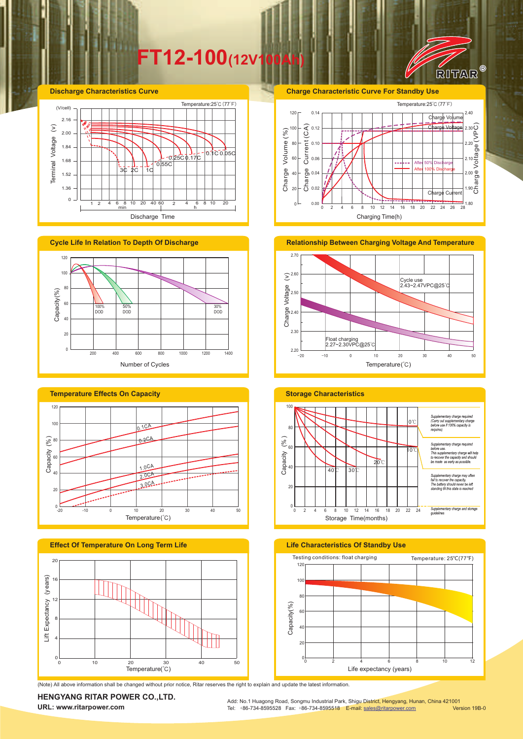# FT12-100(12V100Ah)

RITAR®

## Discharge Characteristics Curve

Temperature:25℃ (77℉)

(V/cell)

Terminal Voltage (v)

2.16
2.00
1.84
1.68
1.52
1.36
0

3C 2C 1C 0.55C 0.25C 0.17C 0.1C 0.05C

1 2 4 6 8 10 20 40 60 2 4 6 8 10 20

min h

Discharge Time

## Charge Characteristic Curve For Standby Use

Temperature:25℃ (77℉)

Charge Volume (%) 120 100 80 60 40 20 0

Charge Current (CA) 0.14 0.12 0.10 0.08 0.06 0.04 0.02 0.00

Charge Voltage (VPC) 2.40 2.30 2.20 2.10 2.00 1.90 1.80

Charge Volume

Charge Voltage

After 50% Discharge

After 100% Discharge

Charge Current

0 2 4 6 8 10 12 14 16 18 20 22 24 26 28

Charging Time(h)

## Cycle Life In Relation To Depth Of Discharge

Capacity(%) 120 100 80 60 40 20 0

100% DOD

50% DOD

30% DOD

200 400 600 800 1000 1200 1400

Number of Cycles

## Relationship Between Charging Voltage And Temperature

Charge Voltage (v) 2.70 2.60 2.50 2.40 2.30 2.20

Cycle use
2.43~2.47VPC@25℃

Float charging
2.27~2.30VPC@25℃

−20 −10 0 10 20 30 40 50

Temperature(℃)

## Temperature Effects On Capacity

Capacity (%) 120 100 80 60 40 20 0

0.1CA

0.2CA

1.0CA

2.0CA

3.0CA

-20 -10 0 10 20 30 40 50

Temperature(℃)

## Storage Characteristics

Capacity (%) 100 80 60 40 20 0

0℃ 10℃ 20℃ 30℃ 40℃

0 2 4 6 8 10 12 14 16 18 20 22 24

Storage Time(months)

Supplementary charge required (Carry out supplementary charge before use if 100% capacity is requires)

Supplementary charge required before use. This supplementary charge will help to recover the capacity and should be made as early as possible.

Supplementary charge may often fail to recover the capacity. The battery should never be left standing till this state is reached

Supplementary charge and storage guidelines

## Effect Of Temperature On Long Term Life

Lift Expectancy (years) 20 16 12 8 4 0

0 10 20 30 40 50

Temperature(℃)

## Life Characteristics Of Standby Use

Testing conditions: float charging

Temperature: 25℃(77℉)

Capacity(%) 120 100 80 60 40 20 0

0 2 4 6 8 10 12

Life expectancy (years)

(Note) All above information shall be changed without prior notice, Ritar reserves the right to explain and update the latest information.

**HENGYANG RITAR POWER CO.,LTD.**

**URL: www.ritarpower.com**

Add: No.1 Huagong Road, Songmu Industrial Park, Shigu District, Hengyang, Hunan, China 421001

Tel: +86-734-8595528 Fax: +86-734-8595518 E-mail: sales@ritarpower.com

Version 19B-0